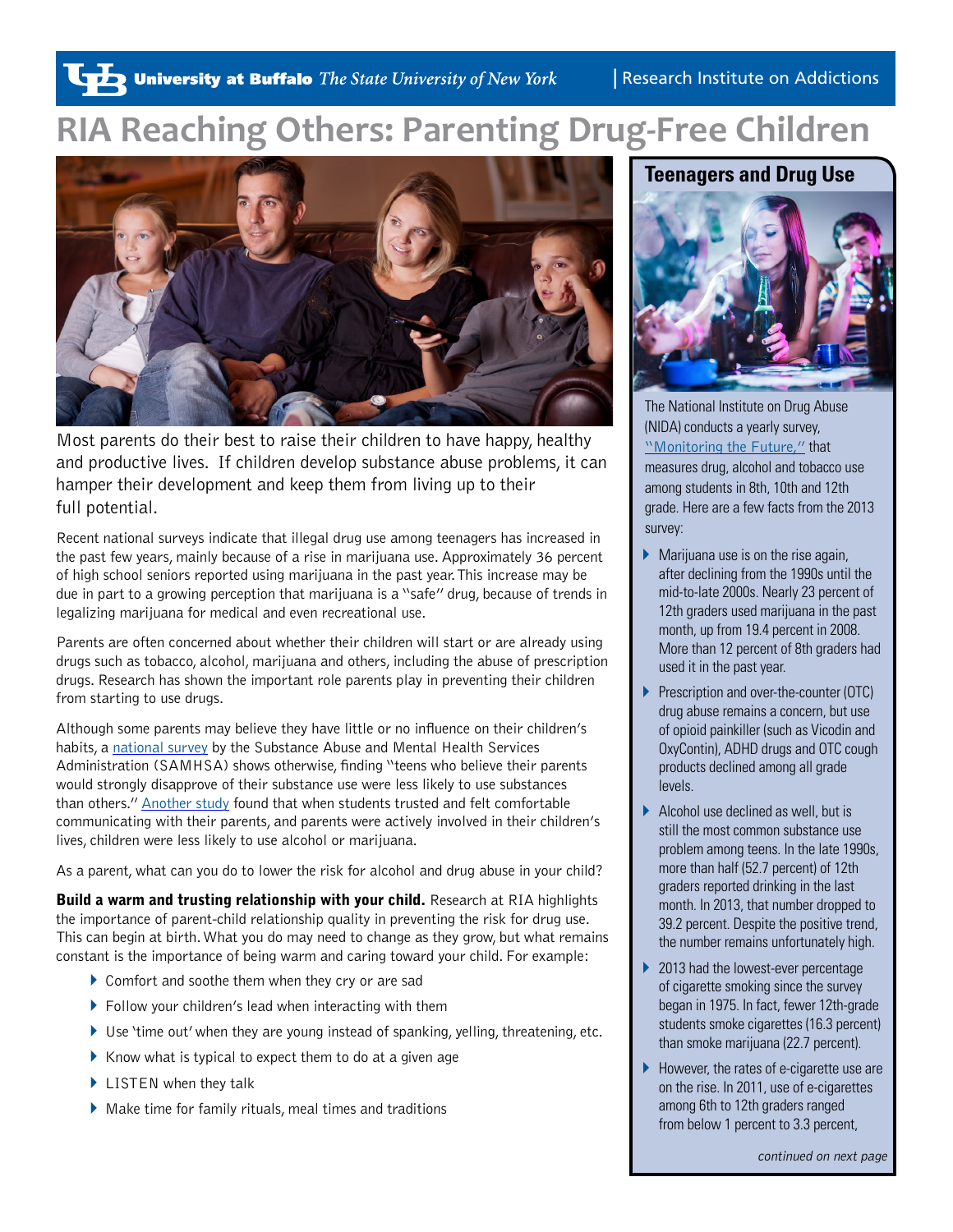University at Buffalo *The State University of New York* | Research Institute on Addictions

# RIA Reaching Others: Parenting Drug-Free Children

Most parents do their best to raise their children to have happy, healthy and productive lives. If children develop substance abuse problems, it can hamper their development and keep them from living up to their full potential.

Recent national surveys indicate that illegal drug use among teenagers has increased in the past few years, mainly because of a rise in marijuana use. Approximately 36 percent of high school seniors reported using marijuana in the past year. This increase may be due in part to a growing perception that marijuana is a "safe" drug, because of trends in legalizing marijuana for medical and even recreational use.

Parents are often concerned about whether their children will start or are already using drugs such as tobacco, alcohol, marijuana and others, including the abuse of prescription drugs. Research has shown the important role parents play in preventing their children from starting to use drugs.

Although some parents may believe they have little or no influence on their children's habits, a national survey by the Substance Abuse and Mental Health Services Administration (SAMHSA) shows otherwise, finding "teens who believe their parents would strongly disapprove of their substance use were less likely to use substances than others." Another study found that when students trusted and felt comfortable communicating with their parents, and parents were actively involved in their children's lives, children were less likely to use alcohol or marijuana.

As a parent, what can you do to lower the risk for alcohol and drug abuse in your child?

**Build a warm and trusting relationship with your child.** Research at RIA highlights the importance of parent-child relationship quality in preventing the risk for drug use. This can begin at birth. What you do may need to change as they grow, but what remains constant is the importance of being warm and caring toward your child. For example:

- Comfort and soothe them when they cry or are sad
- Follow your children's lead when interacting with them
- Use 'time out' when they are young instead of spanking, yelling, threatening, etc.
- Know what is typical to expect them to do at a given age
- LISTEN when they talk
- Make time for family rituals, meal times and traditions

## Teenagers and Drug Use

The National Institute on Drug Abuse (NIDA) conducts a yearly survey, "Monitoring the Future," that measures drug, alcohol and tobacco use among students in 8th, 10th and 12th grade. Here are a few facts from the 2013 survey:

- Marijuana use is on the rise again, after declining from the 1990s until the mid-to-late 2000s. Nearly 23 percent of 12th graders used marijuana in the past month, up from 19.4 percent in 2008. More than 12 percent of 8th graders had used it in the past year.
- Prescription and over-the-counter (OTC) drug abuse remains a concern, but use of opioid painkiller (such as Vicodin and OxyContin), ADHD drugs and OTC cough products declined among all grade levels.
- Alcohol use declined as well, but is still the most common substance use problem among teens. In the late 1990s, more than half (52.7 percent) of 12th graders reported drinking in the last month. In 2013, that number dropped to 39.2 percent. Despite the positive trend, the number remains unfortunately high.
- 2013 had the lowest-ever percentage of cigarette smoking since the survey began in 1975. In fact, fewer 12th-grade students smoke cigarettes (16.3 percent) than smoke marijuana (22.7 percent).
- However, the rates of e-cigarette use are on the rise. In 2011, use of e-cigarettes among 6th to 12th graders ranged from below 1 percent to 3.3 percent,

*continued on next page*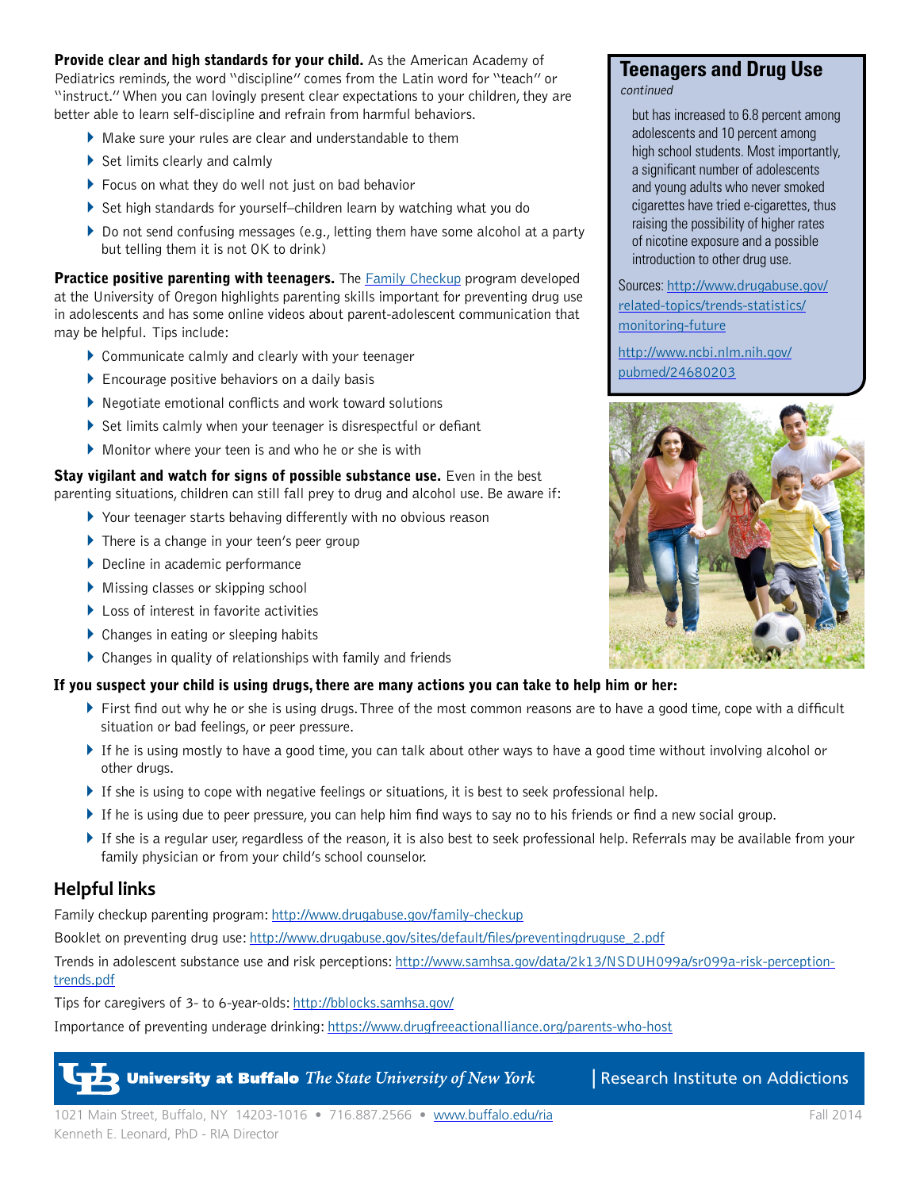**Provide clear and high standards for your child.** As the American Academy of Pediatrics reminds, the word "discipline" comes from the Latin word for "teach" or "instruct." When you can lovingly present clear expectations to your children, they are better able to learn self-discipline and refrain from harmful behaviors.

- Make sure your rules are clear and understandable to them
- Set limits clearly and calmly
- Focus on what they do well not just on bad behavior
- Set high standards for yourself–children learn by watching what you do
- Do not send confusing messages (e.g., letting them have some alcohol at a party but telling them it is not OK to drink)

**Practice positive parenting with teenagers.** The Family Checkup program developed at the University of Oregon highlights parenting skills important for preventing drug use in adolescents and has some online videos about parent-adolescent communication that may be helpful. Tips include:

- Communicate calmly and clearly with your teenager
- Encourage positive behaviors on a daily basis
- Negotiate emotional conflicts and work toward solutions
- Set limits calmly when your teenager is disrespectful or defiant
- Monitor where your teen is and who he or she is with

**Stay vigilant and watch for signs of possible substance use.** Even in the best parenting situations, children can still fall prey to drug and alcohol use. Be aware if:

- Your teenager starts behaving differently with no obvious reason
- There is a change in your teen's peer group
- Decline in academic performance
- Missing classes or skipping school
- Loss of interest in favorite activities
- Changes in eating or sleeping habits
- Changes in quality of relationships with family and friends

## Teenagers and Drug Use

*continued*

but has increased to 6.8 percent among adolescents and 10 percent among high school students. Most importantly, a significant number of adolescents and young adults who never smoked cigarettes have tried e-cigarettes, thus raising the possibility of higher rates of nicotine exposure and a possible introduction to other drug use.

Sources: http://www.drugabuse.gov/related-topics/trends-statistics/monitoring-future

http://www.ncbi.nlm.nih.gov/pubmed/24680203

**If you suspect your child is using drugs, there are many actions you can take to help him or her:**

- First find out why he or she is using drugs. Three of the most common reasons are to have a good time, cope with a difficult situation or bad feelings, or peer pressure.
- If he is using mostly to have a good time, you can talk about other ways to have a good time without involving alcohol or other drugs.
- If she is using to cope with negative feelings or situations, it is best to seek professional help.
- If he is using due to peer pressure, you can help him find ways to say no to his friends or find a new social group.
- If she is a regular user, regardless of the reason, it is also best to seek professional help. Referrals may be available from your family physician or from your child's school counselor.

## Helpful links

Family checkup parenting program: http://www.drugabuse.gov/family-checkup

Booklet on preventing drug use: http://www.drugabuse.gov/sites/default/files/preventingdruguse_2.pdf

Trends in adolescent substance use and risk perceptions: http://www.samhsa.gov/data/2k13/NSDUH099a/sr099a-risk-perception-trends.pdf

Tips for caregivers of 3- to 6-year-olds: http://bblocks.samhsa.gov/

Importance of preventing underage drinking: https://www.drugfreeactionalliance.org/parents-who-host

University at Buffalo *The State University of New York* | Research Institute on Addictions

1021 Main Street, Buffalo, NY 14203-1016 • 716.887.2566 • www.buffalo.edu/ria

Kenneth E. Leonard, PhD - RIA Director

Fall 2014